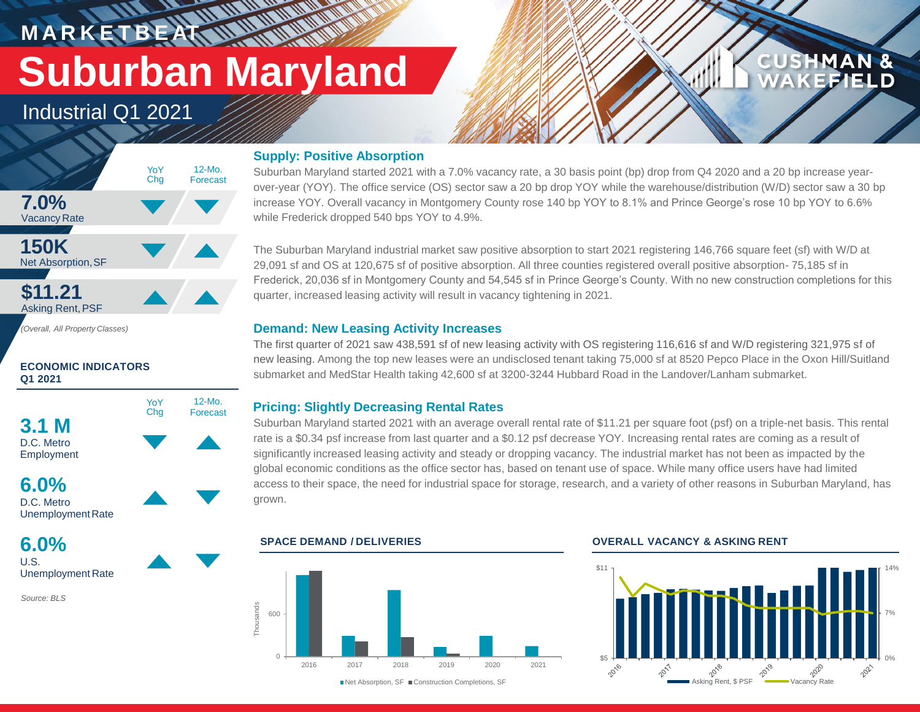# MARKETBEAT

# Suburban Maryland

## Industrial Q1 2021

| | YoY Chg | 12-Mo. Forecast |
|---|---|---|
| **7.0%** Vacancy Rate | ▼ | ▼ |
| **150K** Net Absorption, SF | ▼ | ▲ |
| **$11.21** Asking Rent, PSF | ▲ | ▲ |

*(Overall, All Property Classes)*

### ECONOMIC INDICATORS Q1 2021

| | YoY Chg | 12-Mo. Forecast |
|---|---|---|
| **3.1 M** D.C. Metro Employment | ▼ | ▲ |
| **6.0%** D.C. Metro Unemployment Rate | ▲ | ▼ |
| **6.0%** U.S. Unemployment Rate | ▲ | ▼ |

*Source: BLS*

### Supply: Positive Absorption

Suburban Maryland started 2021 with a 7.0% vacancy rate, a 30 basis point (bp) drop from Q4 2020 and a 20 bp increase year-over-year (YOY). The office service (OS) sector saw a 20 bp drop YOY while the warehouse/distribution (W/D) sector saw a 30 bp increase YOY. Overall vacancy in Montgomery County rose 140 bp YOY to 8.1% and Prince George's rose 10 bp YOY to 6.6% while Frederick dropped 540 bps YOY to 4.9%.

The Suburban Maryland industrial market saw positive absorption to start 2021 registering 146,766 square feet (sf) with W/D at 29,091 sf and OS at 120,675 sf of positive absorption. All three counties registered overall positive absorption- 75,185 sf in Frederick, 20,036 sf in Montgomery County and 54,545 sf in Prince George's County. With no new construction completions for this quarter, increased leasing activity will result in vacancy tightening in 2021.

### Demand: New Leasing Activity Increases

The first quarter of 2021 saw 438,591 sf of new leasing activity with OS registering 116,616 sf and W/D registering 321,975 sf of new leasing. Among the top new leases were an undisclosed tenant taking 75,000 sf at 8520 Pepco Place in the Oxon Hill/Suitland submarket and MedStar Health taking 42,600 sf at 3200-3244 Hubbard Road in the Landover/Lanham submarket.

### Pricing: Slightly Decreasing Rental Rates

Suburban Maryland started 2021 with an average overall rental rate of $11.21 per square foot (psf) on a triple-net basis. This rental rate is a $0.34 psf increase from last quarter and a $0.12 psf decrease YOY. Increasing rental rates are coming as a result of significantly increased leasing activity and steady or dropping vacancy. The industrial market has not been as impacted by the global economic conditions as the office sector has, based on tenant use of space. While many office users have had limited access to their space, the need for industrial space for storage, research, and a variety of other reasons in Suburban Maryland, has grown.

### SPACE DEMAND / DELIVERIES

Net Absorption, SF · Construction Completions, SF (Thousands), 2016–2021

### OVERALL VACANCY & ASKING RENT

Asking Rent, $ PSF · Vacancy Rate, 2016–2021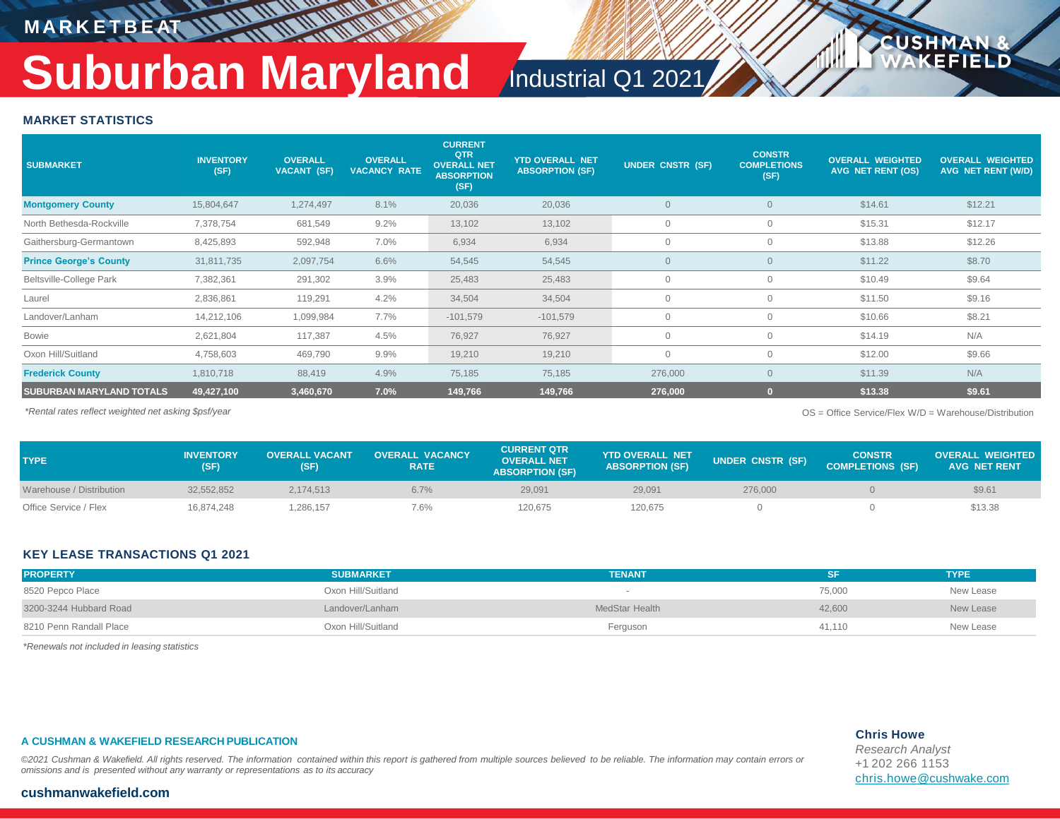MARKETBEAT

# Suburban Maryland

Industrial Q1 2021

## MARKET STATISTICS

| SUBMARKET | INVENTORY (SF) | OVERALL VACANT (SF) | OVERALL VACANCY RATE | CURRENT QTR OVERALL NET ABSORPTION (SF) | YTD OVERALL NET ABSORPTION (SF) | UNDER CNSTR (SF) | CONSTR COMPLETIONS (SF) | OVERALL WEIGHTED AVG NET RENT (OS) | OVERALL WEIGHTED AVG NET RENT (W/D) |
|---|---|---|---|---|---|---|---|---|---|
| **Montgomery County** | 15,804,647 | 1,274,497 | 8.1% | 20,036 | 20,036 | 0 | 0 | $14.61 | $12.21 |
| North Bethesda-Rockville | 7,378,754 | 681,549 | 9.2% | 13,102 | 13,102 | 0 | 0 | $15.31 | $12.17 |
| Gaithersburg-Germantown | 8,425,893 | 592,948 | 7.0% | 6,934 | 6,934 | 0 | 0 | $13.88 | $12.26 |
| **Prince George's County** | 31,811,735 | 2,097,754 | 6.6% | 54,545 | 54,545 | 0 | 0 | $11.22 | $8.70 |
| Beltsville-College Park | 7,382,361 | 291,302 | 3.9% | 25,483 | 25,483 | 0 | 0 | $10.49 | $9.64 |
| Laurel | 2,836,861 | 119,291 | 4.2% | 34,504 | 34,504 | 0 | 0 | $11.50 | $9.16 |
| Landover/Lanham | 14,212,106 | 1,099,984 | 7.7% | -101,579 | -101,579 | 0 | 0 | $10.66 | $8.21 |
| Bowie | 2,621,804 | 117,387 | 4.5% | 76,927 | 76,927 | 0 | 0 | $14.19 | N/A |
| Oxon Hill/Suitland | 4,758,603 | 469,790 | 9.9% | 19,210 | 19,210 | 0 | 0 | $12.00 | $9.66 |
| **Frederick County** | 1,810,718 | 88,419 | 4.9% | 75,185 | 75,185 | 276,000 | 0 | $11.39 | N/A |
| **SUBURBAN MARYLAND TOTALS** | **49,427,100** | **3,460,670** | **7.0%** | **149,766** | **149,766** | **276,000** | **0** | **$13.38** | **$9.61** |

*Rental rates reflect weighted net asking $psf/year*

OS = Office Service/Flex W/D = Warehouse/Distribution

| TYPE | INVENTORY (SF) | OVERALL VACANT (SF) | OVERALL VACANCY RATE | CURRENT QTR OVERALL NET ABSORPTION (SF) | YTD OVERALL NET ABSORPTION (SF) | UNDER CNSTR (SF) | CONSTR COMPLETIONS (SF) | OVERALL WEIGHTED AVG NET RENT |
|---|---|---|---|---|---|---|---|---|
| Warehouse / Distribution | 32,552,852 | 2,174,513 | 6.7% | 29,091 | 29,091 | 276,000 | 0 | $9.61 |
| Office Service / Flex | 16,874,248 | 1,286,157 | 7.6% | 120,675 | 120,675 | 0 | 0 | $13.38 |

## KEY LEASE TRANSACTIONS Q1 2021

| PROPERTY | SUBMARKET | TENANT | SF | TYPE |
|---|---|---|---|---|
| 8520 Pepco Place | Oxon Hill/Suitland | - | 75,000 | New Lease |
| 3200-3244 Hubbard Road | Landover/Lanham | MedStar Health | 42,600 | New Lease |
| 8210 Penn Randall Place | Oxon Hill/Suitland | Ferguson | 41,110 | New Lease |

*Renewals not included in leasing statistics*

**A CUSHMAN & WAKEFIELD RESEARCH PUBLICATION**

*©2021 Cushman & Wakefield. All rights reserved. The information contained within this report is gathered from multiple sources believed to be reliable. The information may contain errors or omissions and is presented without any warranty or representations as to its accuracy*

**cushmanwakefield.com**

**Chris Howe**
*Research Analyst*
+1 202 266 1153
chris.howe@cushwake.com